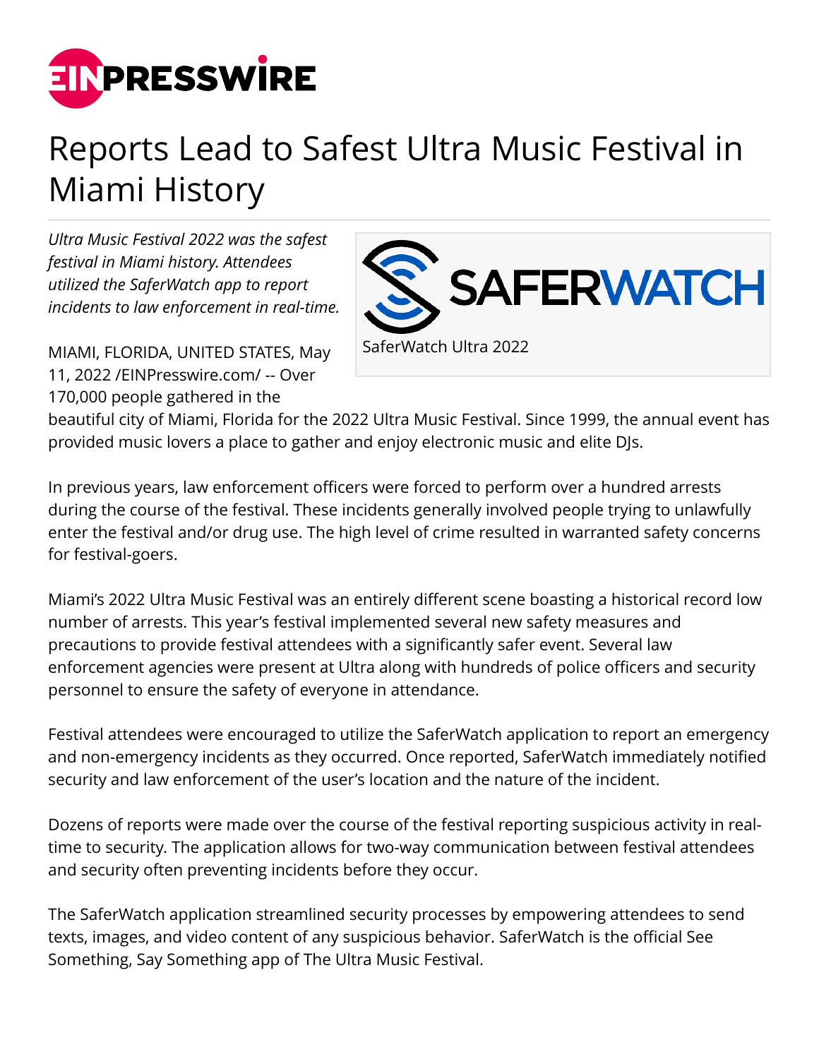# Reports Lead to Safest Ultra Music Festival in Miami History

*Ultra Music Festival 2022 was the safest festival in Miami history. Attendees utilized the SaferWatch app to report incidents to law enforcement in real-time.*

SaferWatch Ultra 2022

MIAMI, FLORIDA, UNITED STATES, May 11, 2022 /EINPresswire.com/ -- Over 170,000 people gathered in the beautiful city of Miami, Florida for the 2022 Ultra Music Festival. Since 1999, the annual event has provided music lovers a place to gather and enjoy electronic music and elite DJs.

In previous years, law enforcement officers were forced to perform over a hundred arrests during the course of the festival. These incidents generally involved people trying to unlawfully enter the festival and/or drug use. The high level of crime resulted in warranted safety concerns for festival-goers.

Miami's 2022 Ultra Music Festival was an entirely different scene boasting a historical record low number of arrests. This year's festival implemented several new safety measures and precautions to provide festival attendees with a significantly safer event. Several law enforcement agencies were present at Ultra along with hundreds of police officers and security personnel to ensure the safety of everyone in attendance.

Festival attendees were encouraged to utilize the SaferWatch application to report an emergency and non-emergency incidents as they occurred. Once reported, SaferWatch immediately notified security and law enforcement of the user's location and the nature of the incident.

Dozens of reports were made over the course of the festival reporting suspicious activity in real-time to security. The application allows for two-way communication between festival attendees and security often preventing incidents before they occur.

The SaferWatch application streamlined security processes by empowering attendees to send texts, images, and video content of any suspicious behavior. SaferWatch is the official See Something, Say Something app of The Ultra Music Festival.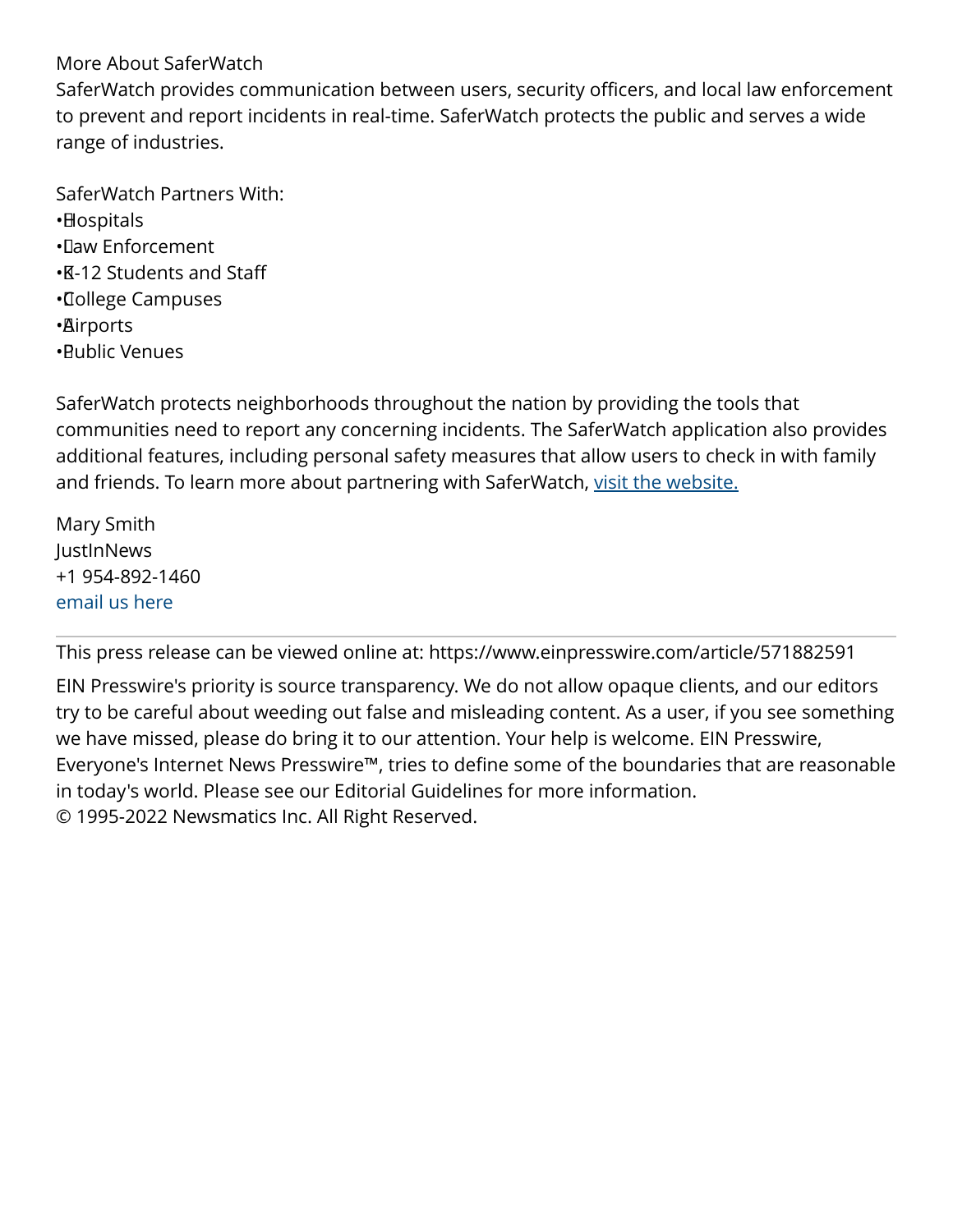More About SaferWatch
SaferWatch provides communication between users, security officers, and local law enforcement to prevent and report incidents in real-time. SaferWatch protects the public and serves a wide range of industries.

SaferWatch Partners With:

- Hospitals
- Law Enforcement
- K-12 Students and Staff
- College Campuses
- Airports
- Public Venues

SaferWatch protects neighborhoods throughout the nation by providing the tools that communities need to report any concerning incidents. The SaferWatch application also provides additional features, including personal safety measures that allow users to check in with family and friends. To learn more about partnering with SaferWatch, visit the website.

Mary Smith
JustInNews
+1 954-892-1460
email us here

---

This press release can be viewed online at: https://www.einpresswire.com/article/571882591

EIN Presswire's priority is source transparency. We do not allow opaque clients, and our editors try to be careful about weeding out false and misleading content. As a user, if you see something we have missed, please do bring it to our attention. Your help is welcome. EIN Presswire, Everyone's Internet News Presswire™, tries to define some of the boundaries that are reasonable in today's world. Please see our Editorial Guidelines for more information.
© 1995-2022 Newsmatics Inc. All Right Reserved.